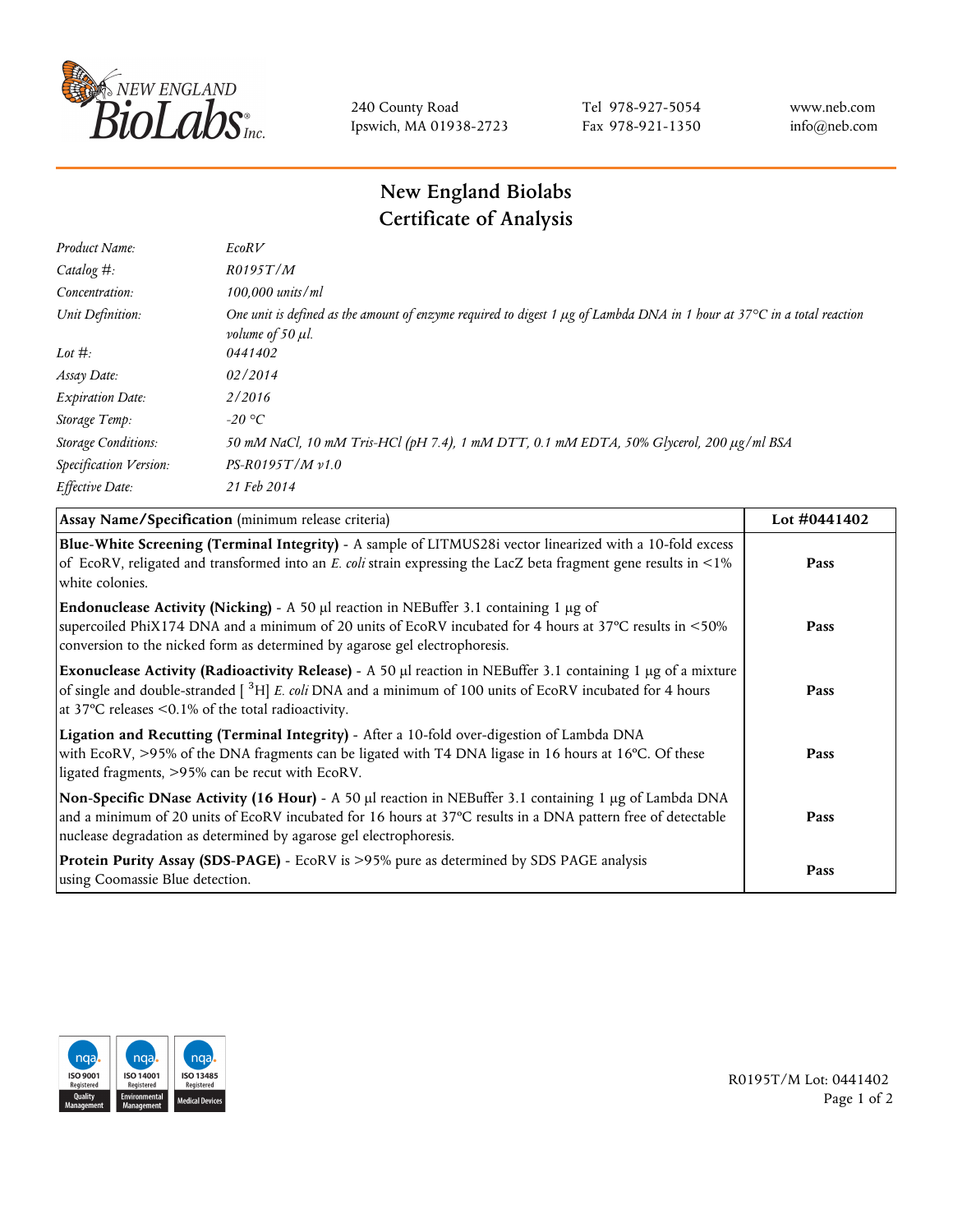240 County Road
Ipswich, MA 01938-2723

Tel 978-927-5054
Fax 978-921-1350

www.neb.com
info@neb.com

# New England Biolabs
# Certificate of Analysis

| | |
|---|---|
| *Product Name:* | *EcoRV* |
| *Catalog #:* | *R0195T/M* |
| *Concentration:* | *100,000 units/ml* |
| *Unit Definition:* | *One unit is defined as the amount of enzyme required to digest 1 µg of Lambda DNA in 1 hour at 37°C in a total reaction volume of 50 µl.* |
| *Lot #:* | *0441402* |
| *Assay Date:* | *02/2014* |
| *Expiration Date:* | *2/2016* |
| *Storage Temp:* | *-20 °C* |
| *Storage Conditions:* | *50 mM NaCl, 10 mM Tris-HCl (pH 7.4), 1 mM DTT, 0.1 mM EDTA, 50% Glycerol, 200 µg/ml BSA* |
| *Specification Version:* | *PS-R0195T/M v1.0* |
| *Effective Date:* | *21 Feb 2014* |

| **Assay Name/Specification** (minimum release criteria) | **Lot #0441402** |
|---|---|
| **Blue-White Screening (Terminal Integrity)** - A sample of LITMUS28i vector linearized with a 10-fold excess of EcoRV, religated and transformed into an *E. coli* strain expressing the LacZ beta fragment gene results in <1% white colonies. | **Pass** |
| **Endonuclease Activity (Nicking)** - A 50 µl reaction in NEBuffer 3.1 containing 1 µg of supercoiled PhiX174 DNA and a minimum of 20 units of EcoRV incubated for 4 hours at 37°C results in <50% conversion to the nicked form as determined by agarose gel electrophoresis. | **Pass** |
| **Exonuclease Activity (Radioactivity Release)** - A 50 µl reaction in NEBuffer 3.1 containing 1 µg of a mixture of single and double-stranded [ $^{3}$H] *E. coli* DNA and a minimum of 100 units of EcoRV incubated for 4 hours at 37°C releases <0.1% of the total radioactivity. | **Pass** |
| **Ligation and Recutting (Terminal Integrity)** - After a 10-fold over-digestion of Lambda DNA with EcoRV, >95% of the DNA fragments can be ligated with T4 DNA ligase in 16 hours at 16°C. Of these ligated fragments, >95% can be recut with EcoRV. | **Pass** |
| **Non-Specific DNase Activity (16 Hour)** - A 50 µl reaction in NEBuffer 3.1 containing 1 µg of Lambda DNA and a minimum of 20 units of EcoRV incubated for 16 hours at 37°C results in a DNA pattern free of detectable nuclease degradation as determined by agarose gel electrophoresis. | **Pass** |
| **Protein Purity Assay (SDS-PAGE)** - EcoRV is >95% pure as determined by SDS PAGE analysis using Coomassie Blue detection. | **Pass** |

R0195T/M Lot: 0441402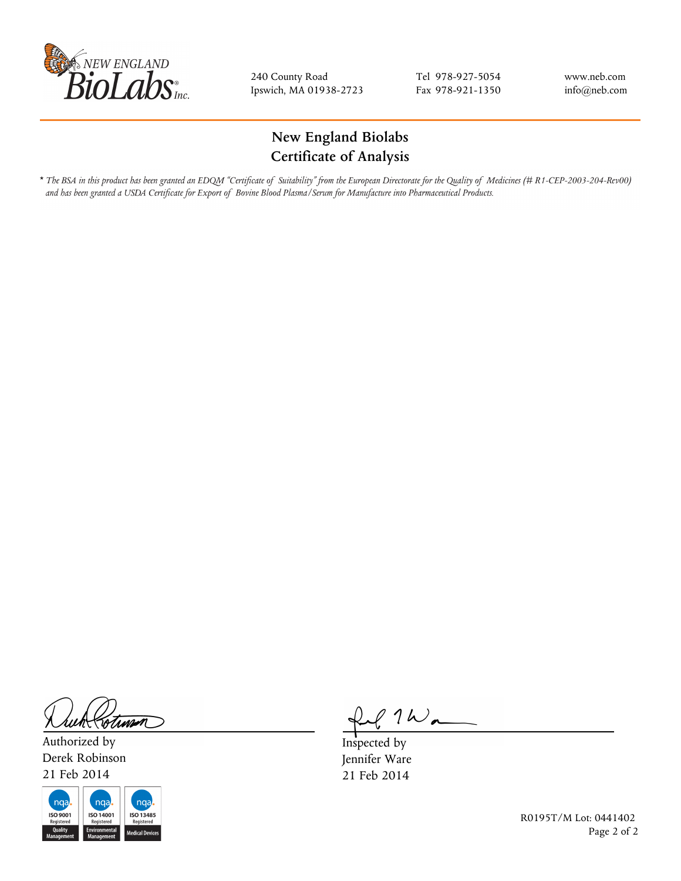# New England Biolabs
# Certificate of Analysis

\* *The BSA in this product has been granted an EDQM "Certificate of Suitability" from the European Directorate for the Quality of Medicines (# R1-CEP-2003-204-Rev00) and has been granted a USDA Certificate for Export of Bovine Blood Plasma/Serum for Manufacture into Pharmaceutical Products.*

Authorized by
Derek Robinson
21 Feb 2014

Inspected by
Jennifer Ware
21 Feb 2014

R0195T/M Lot: 0441402